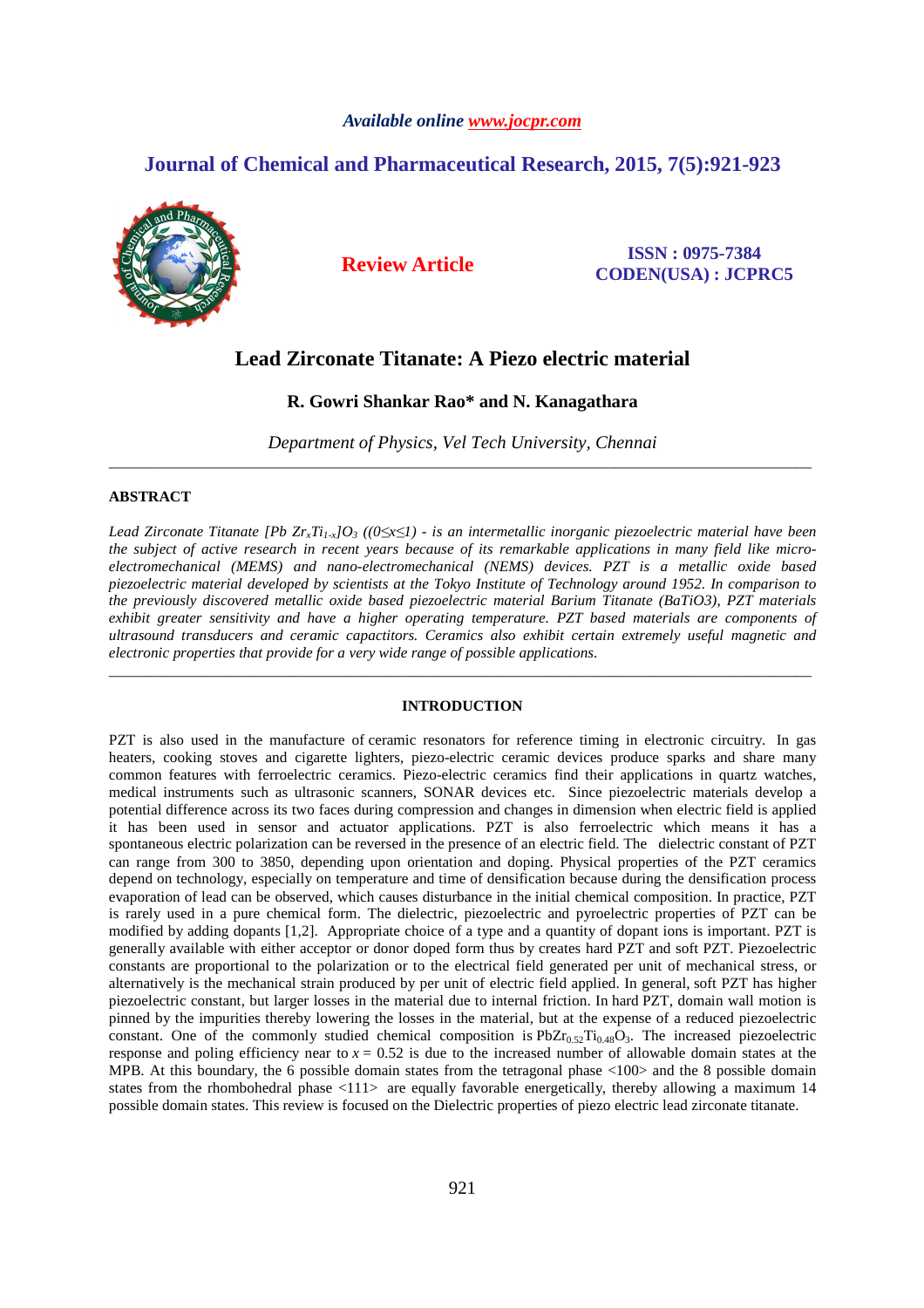*Available online www.jocpr.com*

## Journal of Chemical and Pharmaceutical Research, 2015, 7(5):921-923

**Review Article**

**ISSN : 0975-7384**
**CODEN(USA) : JCPRC5**

# Lead Zirconate Titanate: A Piezo electric material

**R. Gowri Shankar Rao\* and N. Kanagathara**

*Department of Physics, Vel Tech University, Chennai*

---

### ABSTRACT

*Lead Zirconate Titanate [Pb $Zr_xTi_{1-x}$]$O_3$ (($0\leq x\leq 1$) - is an intermetallic inorganic piezoelectric material have been the subject of active research in recent years because of its remarkable applications in many field like micro-electromechanical (MEMS) and nano-electromechanical (NEMS) devices. PZT is a metallic oxide based piezoelectric material developed by scientists at the Tokyo Institute of Technology around 1952. In comparison to the previously discovered metallic oxide based piezoelectric material Barium Titanate (BaTiO3), PZT materials exhibit greater sensitivity and have a higher operating temperature. PZT based materials are components of ultrasound transducers and ceramic capactitors. Ceramics also exhibit certain extremely useful magnetic and electronic properties that provide for a very wide range of possible applications.*

---

### INTRODUCTION

PZT is also used in the manufacture of ceramic resonators for reference timing in electronic circuitry. In gas heaters, cooking stoves and cigarette lighters, piezo-electric ceramic devices produce sparks and share many common features with ferroelectric ceramics. Piezo-electric ceramics find their applications in quartz watches, medical instruments such as ultrasonic scanners, SONAR devices etc. Since piezoelectric materials develop a potential difference across its two faces during compression and changes in dimension when electric field is applied it has been used in sensor and actuator applications. PZT is also ferroelectric which means it has a spontaneous electric polarization can be reversed in the presence of an electric field. The dielectric constant of PZT can range from 300 to 3850, depending upon orientation and doping. Physical properties of the PZT ceramics depend on technology, especially on temperature and time of densification because during the densification process evaporation of lead can be observed, which causes disturbance in the initial chemical composition. In practice, PZT is rarely used in a pure chemical form. The dielectric, piezoelectric and pyroelectric properties of PZT can be modified by adding dopants [1,2]. Appropriate choice of a type and a quantity of dopant ions is important. PZT is generally available with either acceptor or donor doped form thus by creates hard PZT and soft PZT. Piezoelectric constants are proportional to the polarization or to the electrical field generated per unit of mechanical stress, or alternatively is the mechanical strain produced by per unit of electric field applied. In general, soft PZT has higher piezoelectric constant, but larger losses in the material due to internal friction. In hard PZT, domain wall motion is pinned by the impurities thereby lowering the losses in the material, but at the expense of a reduced piezoelectric constant. One of the commonly studied chemical composition is $PbZr_{0.52}Ti_{0.48}O_3$. The increased piezoelectric response and poling efficiency near to $x = 0.52$ is due to the increased number of allowable domain states at the MPB. At this boundary, the 6 possible domain states from the tetragonal phase <100> and the 8 possible domain states from the rhombohedral phase <111> are equally favorable energetically, thereby allowing a maximum 14 possible domain states. This review is focused on the Dielectric properties of piezo electric lead zirconate titanate.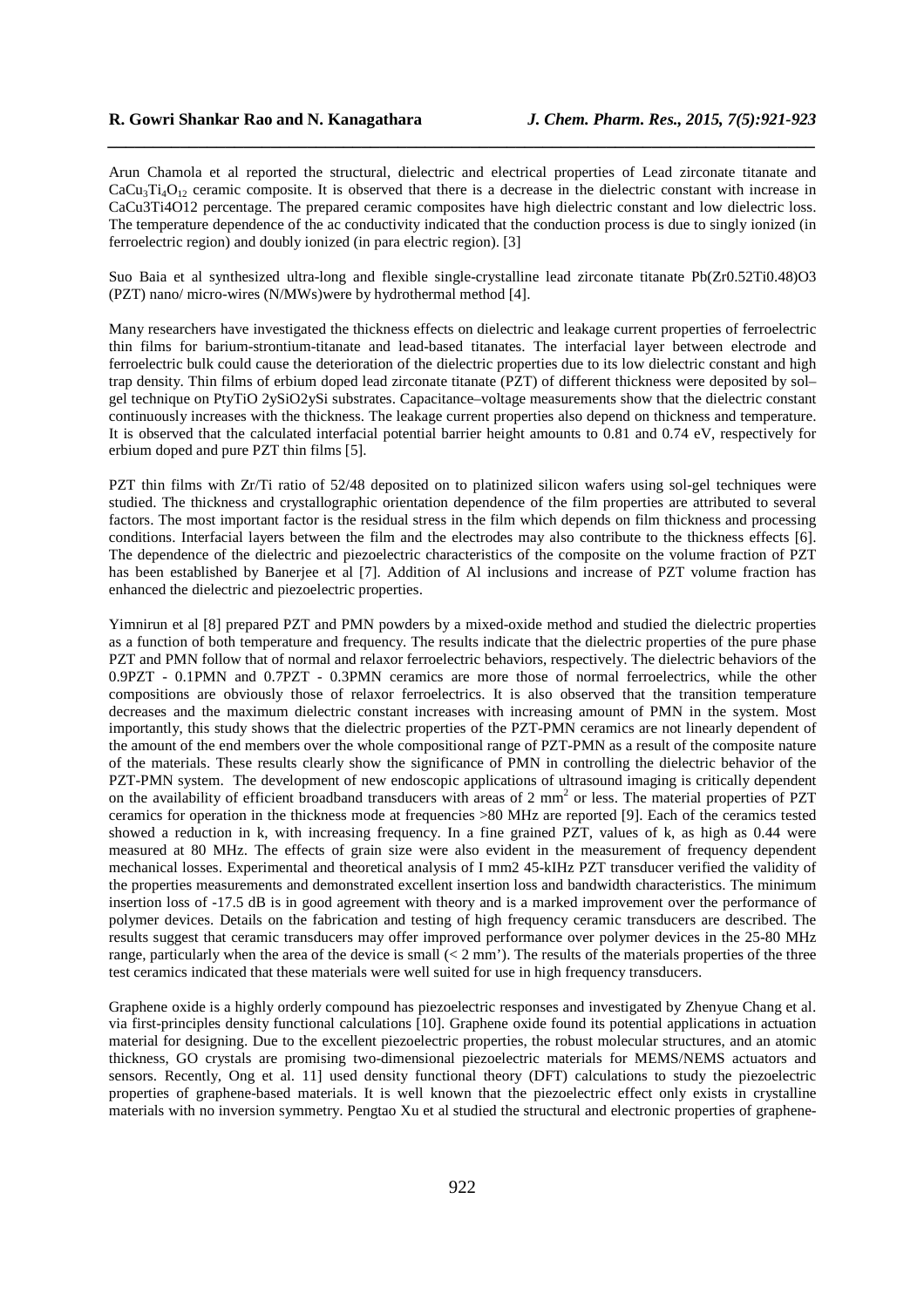Arun Chamola et al reported the structural, dielectric and electrical properties of Lead zirconate titanate and $CaCu_3Ti_4O_{12}$ ceramic composite. It is observed that there is a decrease in the dielectric constant with increase in CaCu3Ti4O12 percentage. The prepared ceramic composites have high dielectric constant and low dielectric loss. The temperature dependence of the ac conductivity indicated that the conduction process is due to singly ionized (in ferroelectric region) and doubly ionized (in para electric region). [3]

Suo Baia et al synthesized ultra-long and flexible single-crystalline lead zirconate titanate Pb(Zr0.52Ti0.48)O3 (PZT) nano/ micro-wires (N/MWs)were by hydrothermal method [4].

Many researchers have investigated the thickness effects on dielectric and leakage current properties of ferroelectric thin films for barium-strontium-titanate and lead-based titanates. The interfacial layer between electrode and ferroelectric bulk could cause the deterioration of the dielectric properties due to its low dielectric constant and high trap density. Thin films of erbium doped lead zirconate titanate (PZT) of different thickness were deposited by sol–gel technique on PtyTiO 2ySiO2ySi substrates. Capacitance–voltage measurements show that the dielectric constant continuously increases with the thickness. The leakage current properties also depend on thickness and temperature. It is observed that the calculated interfacial potential barrier height amounts to 0.81 and 0.74 eV, respectively for erbium doped and pure PZT thin films [5].

PZT thin films with Zr/Ti ratio of 52/48 deposited on to platinized silicon wafers using sol-gel techniques were studied. The thickness and crystallographic orientation dependence of the film properties are attributed to several factors. The most important factor is the residual stress in the film which depends on film thickness and processing conditions. Interfacial layers between the film and the electrodes may also contribute to the thickness effects [6]. The dependence of the dielectric and piezoelectric characteristics of the composite on the volume fraction of PZT has been established by Banerjee et al [7]. Addition of Al inclusions and increase of PZT volume fraction has enhanced the dielectric and piezoelectric properties.

Yimnirun et al [8] prepared PZT and PMN powders by a mixed-oxide method and studied the dielectric properties as a function of both temperature and frequency. The results indicate that the dielectric properties of the pure phase PZT and PMN follow that of normal and relaxor ferroelectric behaviors, respectively. The dielectric behaviors of the 0.9PZT - 0.1PMN and 0.7PZT - 0.3PMN ceramics are more those of normal ferroelectrics, while the other compositions are obviously those of relaxor ferroelectrics. It is also observed that the transition temperature decreases and the maximum dielectric constant increases with increasing amount of PMN in the system. Most importantly, this study shows that the dielectric properties of the PZT-PMN ceramics are not linearly dependent of the amount of the end members over the whole compositional range of PZT-PMN as a result of the composite nature of the materials. These results clearly show the significance of PMN in controlling the dielectric behavior of the PZT-PMN system. The development of new endoscopic applications of ultrasound imaging is critically dependent on the availability of efficient broadband transducers with areas of 2 $mm^2$ or less. The material properties of PZT ceramics for operation in the thickness mode at frequencies >80 MHz are reported [9]. Each of the ceramics tested showed a reduction in k, with increasing frequency. In a fine grained PZT, values of k, as high as 0.44 were measured at 80 MHz. The effects of grain size were also evident in the measurement of frequency dependent mechanical losses. Experimental and theoretical analysis of I mm2 45-kIHz PZT transducer verified the validity of the properties measurements and demonstrated excellent insertion loss and bandwidth characteristics. The minimum insertion loss of -17.5 dB is in good agreement with theory and is a marked improvement over the performance of polymer devices. Details on the fabrication and testing of high frequency ceramic transducers are described. The results suggest that ceramic transducers may offer improved performance over polymer devices in the 25-80 MHz range, particularly when the area of the device is small (< 2 mm'). The results of the materials properties of the three test ceramics indicated that these materials were well suited for use in high frequency transducers.

Graphene oxide is a highly orderly compound has piezoelectric responses and investigated by Zhenyue Chang et al. via first-principles density functional calculations [10]. Graphene oxide found its potential applications in actuation material for designing. Due to the excellent piezoelectric properties, the robust molecular structures, and an atomic thickness, GO crystals are promising two-dimensional piezoelectric materials for MEMS/NEMS actuators and sensors. Recently, Ong et al. 11] used density functional theory (DFT) calculations to study the piezoelectric properties of graphene-based materials. It is well known that the piezoelectric effect only exists in crystalline materials with no inversion symmetry. Pengtao Xu et al studied the structural and electronic properties of graphene-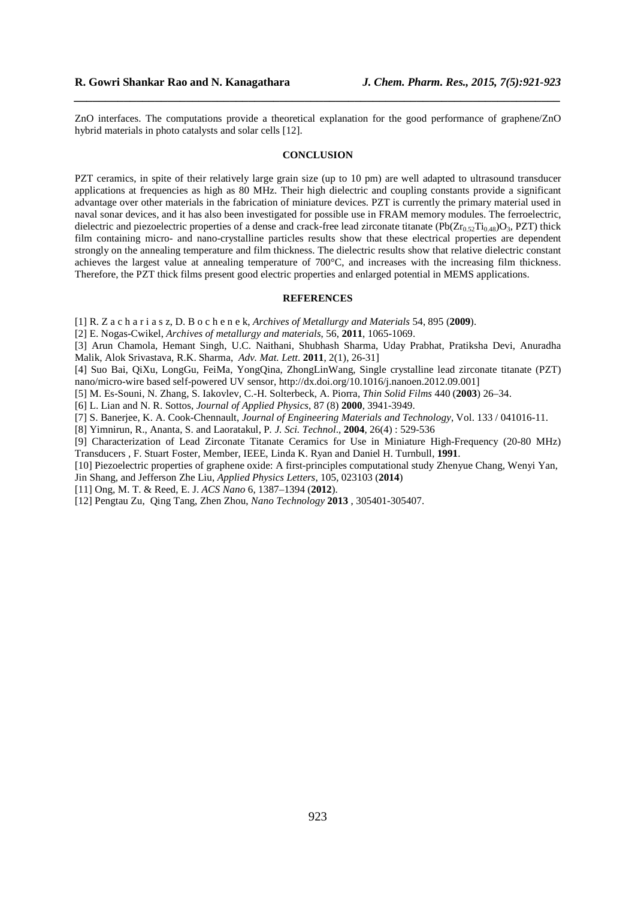ZnO interfaces. The computations provide a theoretical explanation for the good performance of graphene/ZnO hybrid materials in photo catalysts and solar cells [12].

## CONCLUSION

PZT ceramics, in spite of their relatively large grain size (up to 10 pm) are well adapted to ultrasound transducer applications at frequencies as high as 80 MHz. Their high dielectric and coupling constants provide a significant advantage over other materials in the fabrication of miniature devices. PZT is currently the primary material used in naval sonar devices, and it has also been investigated for possible use in FRAM memory modules. The ferroelectric, dielectric and piezoelectric properties of a dense and crack-free lead zirconate titanate ($Pb(Zr_{0.52}Ti_{0.48})O_3$, PZT) thick film containing micro- and nano-crystalline particles results show that these electrical properties are dependent strongly on the annealing temperature and film thickness. The dielectric results show that relative dielectric constant achieves the largest value at annealing temperature of 700°C, and increases with the increasing film thickness. Therefore, the PZT thick films present good electric properties and enlarged potential in MEMS applications.

## REFERENCES

[1] R. Z a c h a r i a s z, D. B o c h e n e k, *Archives of Metallurgy and Materials* 54, 895 (**2009**).

[2] E. Nogas-Cwikel, *Archives of metallurgy and materials*, 56, **2011**, 1065-1069.

[3] Arun Chamola, Hemant Singh, U.C. Naithani, Shubhash Sharma, Uday Prabhat, Pratiksha Devi, Anuradha Malik, Alok Srivastava, R.K. Sharma, *Adv. Mat. Lett.* **2011**, 2(1), 26-31]

[4] Suo Bai, QiXu, LongGu, FeiMa, YongQina, ZhongLinWang, Single crystalline lead zirconate titanate (PZT) nano/micro-wire based self-powered UV sensor, http://dx.doi.org/10.1016/j.nanoen.2012.09.001]

[5] M. Es-Souni, N. Zhang, S. Iakovlev, C.-H. Solterbeck, A. Piorra, *Thin Solid Films* 440 (**2003**) 26–34.

[6] L. Lian and N. R. Sottos, *Journal of Applied Physics*, 87 (8) **2000**, 3941-3949.

[7] S. Banerjee, K. A. Cook-Chennault, *Journal of Engineering Materials and Technology*, Vol. 133 / 041016-11.

[8] Yimnirun, R., Ananta, S. and Laoratakul, P. *J. Sci. Technol*., **2004**, 26(4) : 529-536

[9] Characterization of Lead Zirconate Titanate Ceramics for Use in Miniature High-Frequency (20-80 MHz) Transducers , F. Stuart Foster, Member, IEEE, Linda K. Ryan and Daniel H. Turnbull, **1991**.

[10] Piezoelectric properties of graphene oxide: A first-principles computational study Zhenyue Chang, Wenyi Yan, Jin Shang, and Jefferson Zhe Liu, *Applied Physics Letters*, 105, 023103 (**2014**)

[11] Ong, M. T. & Reed, E. J. *ACS Nano* 6, 1387–1394 (**2012**).

[12] Pengtau Zu, Qing Tang, Zhen Zhou, *Nano Technology* **2013** , 305401-305407.